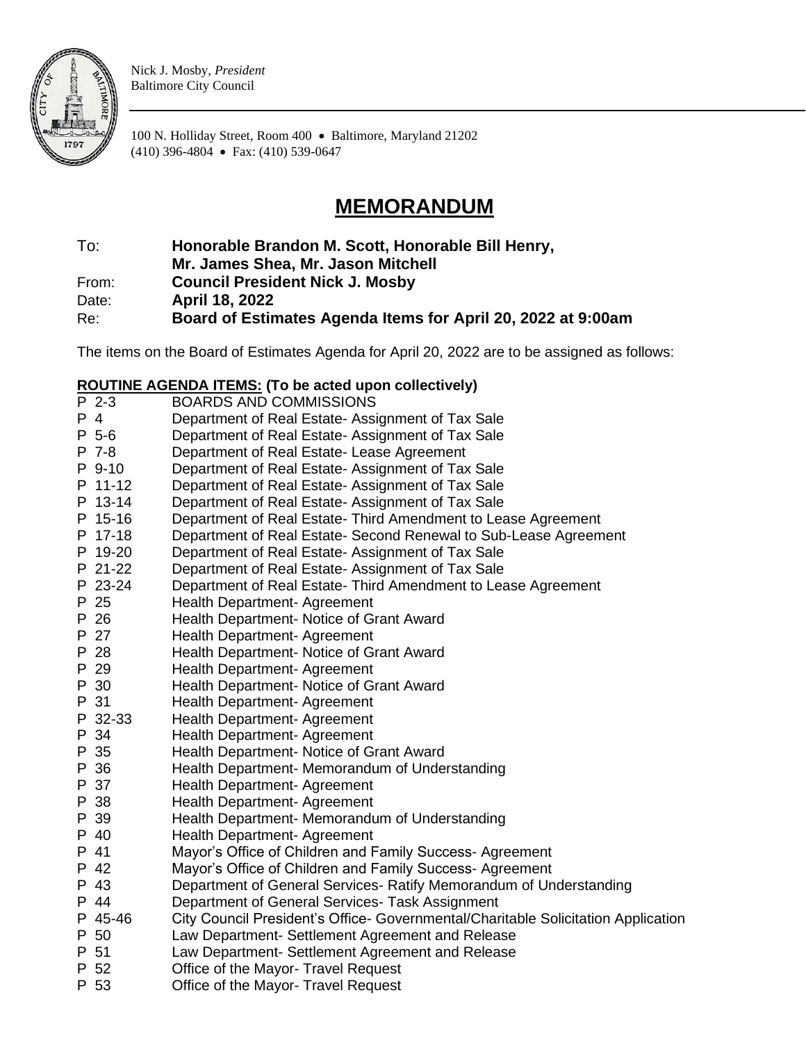Nick J. Mosby, *President*
Baltimore City Council

100 N. Holliday Street, Room 400 • Baltimore, Maryland 21202
(410) 396-4804 • Fax: (410) 539-0647

# MEMORANDUM

To: **Honorable Brandon M. Scott, Honorable Bill Henry, Mr. James Shea, Mr. Jason Mitchell**
From: **Council President Nick J. Mosby**
Date: **April 18, 2022**
Re: **Board of Estimates Agenda Items for April 20, 2022 at 9:00am**

The items on the Board of Estimates Agenda for April 20, 2022 are to be assigned as follows:

**ROUTINE AGENDA ITEMS: (To be acted upon collectively)**

| | |
|---|---|
| P 2-3 | BOARDS AND COMMISSIONS |
| P 4 | Department of Real Estate- Assignment of Tax Sale |
| P 5-6 | Department of Real Estate- Assignment of Tax Sale |
| P 7-8 | Department of Real Estate- Lease Agreement |
| P 9-10 | Department of Real Estate- Assignment of Tax Sale |
| P 11-12 | Department of Real Estate- Assignment of Tax Sale |
| P 13-14 | Department of Real Estate- Assignment of Tax Sale |
| P 15-16 | Department of Real Estate- Third Amendment to Lease Agreement |
| P 17-18 | Department of Real Estate- Second Renewal to Sub-Lease Agreement |
| P 19-20 | Department of Real Estate- Assignment of Tax Sale |
| P 21-22 | Department of Real Estate- Assignment of Tax Sale |
| P 23-24 | Department of Real Estate- Third Amendment to Lease Agreement |
| P 25 | Health Department- Agreement |
| P 26 | Health Department- Notice of Grant Award |
| P 27 | Health Department- Agreement |
| P 28 | Health Department- Notice of Grant Award |
| P 29 | Health Department- Agreement |
| P 30 | Health Department- Notice of Grant Award |
| P 31 | Health Department- Agreement |
| P 32-33 | Health Department- Agreement |
| P 34 | Health Department- Agreement |
| P 35 | Health Department- Notice of Grant Award |
| P 36 | Health Department- Memorandum of Understanding |
| P 37 | Health Department- Agreement |
| P 38 | Health Department- Agreement |
| P 39 | Health Department- Memorandum of Understanding |
| P 40 | Health Department- Agreement |
| P 41 | Mayor's Office of Children and Family Success- Agreement |
| P 42 | Mayor's Office of Children and Family Success- Agreement |
| P 43 | Department of General Services- Ratify Memorandum of Understanding |
| P 44 | Department of General Services- Task Assignment |
| P 45-46 | City Council President's Office- Governmental/Charitable Solicitation Application |
| P 50 | Law Department- Settlement Agreement and Release |
| P 51 | Law Department- Settlement Agreement and Release |
| P 52 | Office of the Mayor- Travel Request |
| P 53 | Office of the Mayor- Travel Request |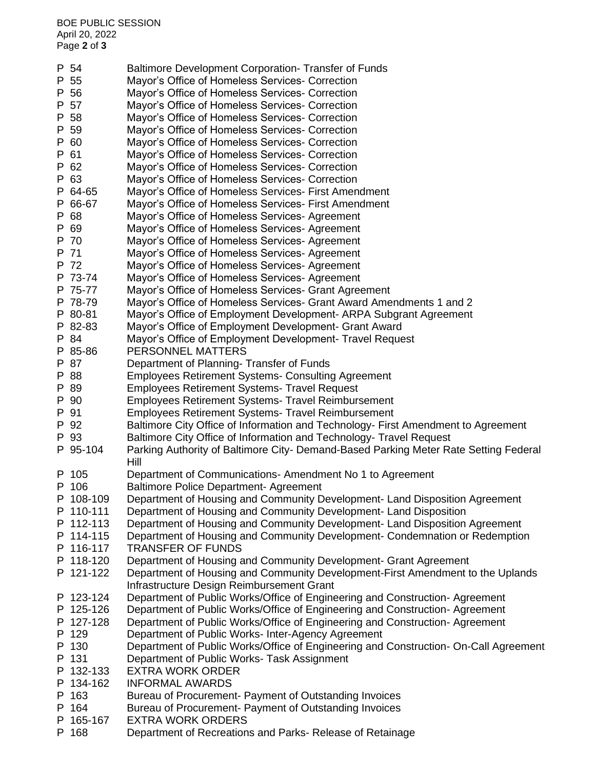| | |
|---|---|
| P 54 | Baltimore Development Corporation- Transfer of Funds |
| P 55 | Mayor's Office of Homeless Services- Correction |
| P 56 | Mayor's Office of Homeless Services- Correction |
| P 57 | Mayor's Office of Homeless Services- Correction |
| P 58 | Mayor's Office of Homeless Services- Correction |
| P 59 | Mayor's Office of Homeless Services- Correction |
| P 60 | Mayor's Office of Homeless Services- Correction |
| P 61 | Mayor's Office of Homeless Services- Correction |
| P 62 | Mayor's Office of Homeless Services- Correction |
| P 63 | Mayor's Office of Homeless Services- Correction |
| P 64-65 | Mayor's Office of Homeless Services- First Amendment |
| P 66-67 | Mayor's Office of Homeless Services- First Amendment |
| P 68 | Mayor's Office of Homeless Services- Agreement |
| P 69 | Mayor's Office of Homeless Services- Agreement |
| P 70 | Mayor's Office of Homeless Services- Agreement |
| P 71 | Mayor's Office of Homeless Services- Agreement |
| P 72 | Mayor's Office of Homeless Services- Agreement |
| P 73-74 | Mayor's Office of Homeless Services- Agreement |
| P 75-77 | Mayor's Office of Homeless Services- Grant Agreement |
| P 78-79 | Mayor's Office of Homeless Services- Grant Award Amendments 1 and 2 |
| P 80-81 | Mayor's Office of Employment Development- ARPA Subgrant Agreement |
| P 82-83 | Mayor's Office of Employment Development- Grant Award |
| P 84 | Mayor's Office of Employment Development- Travel Request |
| P 85-86 | PERSONNEL MATTERS |
| P 87 | Department of Planning- Transfer of Funds |
| P 88 | Employees Retirement Systems- Consulting Agreement |
| P 89 | Employees Retirement Systems- Travel Request |
| P 90 | Employees Retirement Systems- Travel Reimbursement |
| P 91 | Employees Retirement Systems- Travel Reimbursement |
| P 92 | Baltimore City Office of Information and Technology- First Amendment to Agreement |
| P 93 | Baltimore City Office of Information and Technology- Travel Request |
| P 95-104 | Parking Authority of Baltimore City- Demand-Based Parking Meter Rate Setting Federal Hill |
| P 105 | Department of Communications- Amendment No 1 to Agreement |
| P 106 | Baltimore Police Department- Agreement |
| P 108-109 | Department of Housing and Community Development- Land Disposition Agreement |
| P 110-111 | Department of Housing and Community Development- Land Disposition |
| P 112-113 | Department of Housing and Community Development- Land Disposition Agreement |
| P 114-115 | Department of Housing and Community Development- Condemnation or Redemption |
| P 116-117 | TRANSFER OF FUNDS |
| P 118-120 | Department of Housing and Community Development- Grant Agreement |
| P 121-122 | Department of Housing and Community Development-First Amendment to the Uplands Infrastructure Design Reimbursement Grant |
| P 123-124 | Department of Public Works/Office of Engineering and Construction- Agreement |
| P 125-126 | Department of Public Works/Office of Engineering and Construction- Agreement |
| P 127-128 | Department of Public Works/Office of Engineering and Construction- Agreement |
| P 129 | Department of Public Works- Inter-Agency Agreement |
| P 130 | Department of Public Works/Office of Engineering and Construction- On-Call Agreement |
| P 131 | Department of Public Works- Task Assignment |
| P 132-133 | EXTRA WORK ORDER |
| P 134-162 | INFORMAL AWARDS |
| P 163 | Bureau of Procurement- Payment of Outstanding Invoices |
| P 164 | Bureau of Procurement- Payment of Outstanding Invoices |
| P 165-167 | EXTRA WORK ORDERS |
| P 168 | Department of Recreations and Parks- Release of Retainage |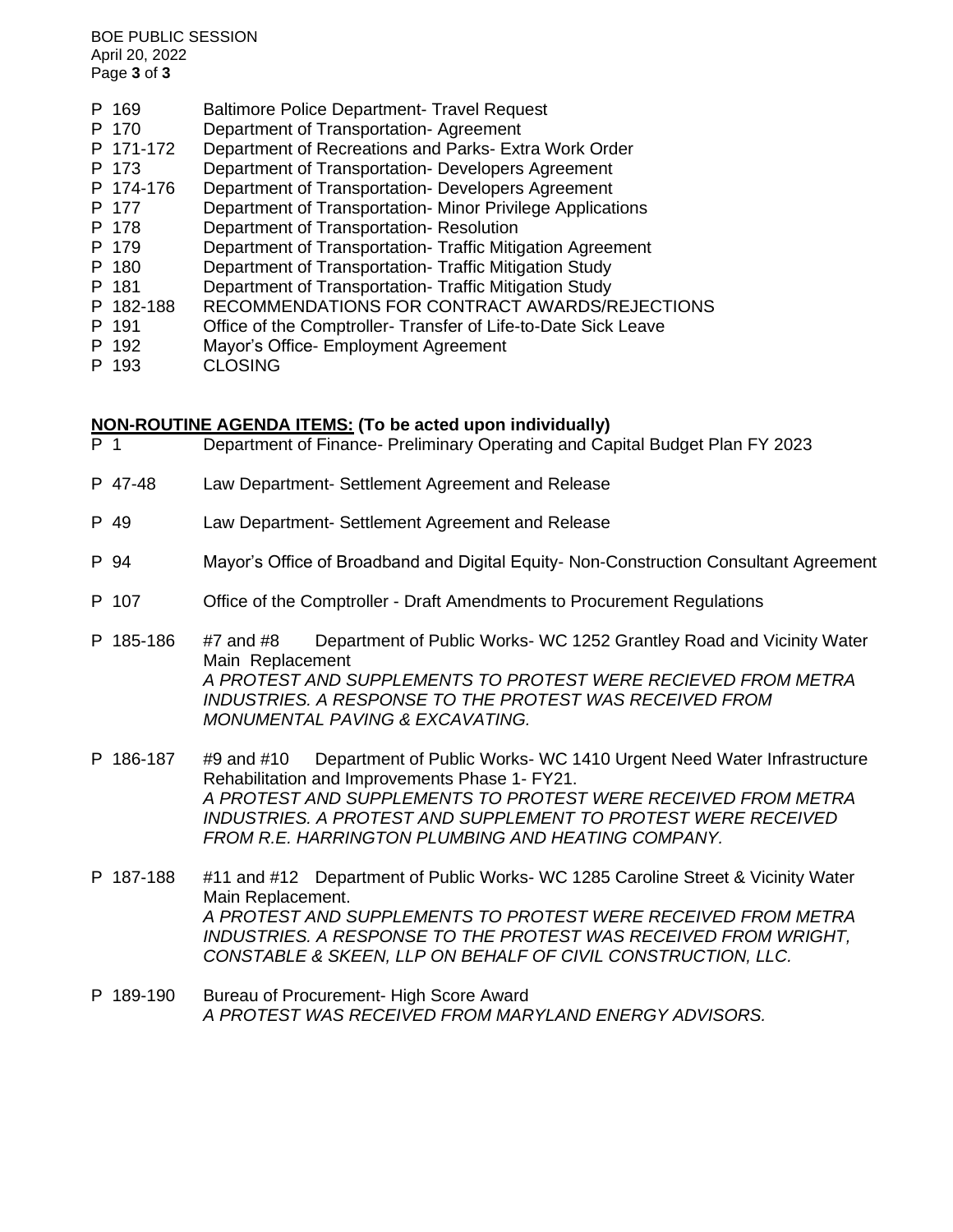| | |
|---|---|
| P 169 | Baltimore Police Department- Travel Request |
| P 170 | Department of Transportation- Agreement |
| P 171-172 | Department of Recreations and Parks- Extra Work Order |
| P 173 | Department of Transportation- Developers Agreement |
| P 174-176 | Department of Transportation- Developers Agreement |
| P 177 | Department of Transportation- Minor Privilege Applications |
| P 178 | Department of Transportation- Resolution |
| P 179 | Department of Transportation- Traffic Mitigation Agreement |
| P 180 | Department of Transportation- Traffic Mitigation Study |
| P 181 | Department of Transportation- Traffic Mitigation Study |
| P 182-188 | RECOMMENDATIONS FOR CONTRACT AWARDS/REJECTIONS |
| P 191 | Office of the Comptroller- Transfer of Life-to-Date Sick Leave |
| P 192 | Mayor's Office- Employment Agreement |
| P 193 | CLOSING |

**NON-ROUTINE AGENDA ITEMS: (To be acted upon individually)**

P 1 Department of Finance- Preliminary Operating and Capital Budget Plan FY 2023

P 47-48 Law Department- Settlement Agreement and Release

P 49 Law Department- Settlement Agreement and Release

P 94 Mayor's Office of Broadband and Digital Equity- Non-Construction Consultant Agreement

P 107 Office of the Comptroller - Draft Amendments to Procurement Regulations

P 185-186 #7 and #8 Department of Public Works- WC 1252 Grantley Road and Vicinity Water Main Replacement
*A PROTEST AND SUPPLEMENTS TO PROTEST WERE RECIEVED FROM METRA INDUSTRIES. A RESPONSE TO THE PROTEST WAS RECEIVED FROM MONUMENTAL PAVING & EXCAVATING.*

P 186-187 #9 and #10 Department of Public Works- WC 1410 Urgent Need Water Infrastructure Rehabilitation and Improvements Phase 1- FY21.
*A PROTEST AND SUPPLEMENTS TO PROTEST WERE RECEIVED FROM METRA INDUSTRIES. A PROTEST AND SUPPLEMENT TO PROTEST WERE RECEIVED FROM R.E. HARRINGTON PLUMBING AND HEATING COMPANY.*

P 187-188 #11 and #12 Department of Public Works- WC 1285 Caroline Street & Vicinity Water Main Replacement.
*A PROTEST AND SUPPLEMENTS TO PROTEST WERE RECEIVED FROM METRA INDUSTRIES. A RESPONSE TO THE PROTEST WAS RECEIVED FROM WRIGHT, CONSTABLE & SKEEN, LLP ON BEHALF OF CIVIL CONSTRUCTION, LLC.*

P 189-190 Bureau of Procurement- High Score Award
*A PROTEST WAS RECEIVED FROM MARYLAND ENERGY ADVISORS.*